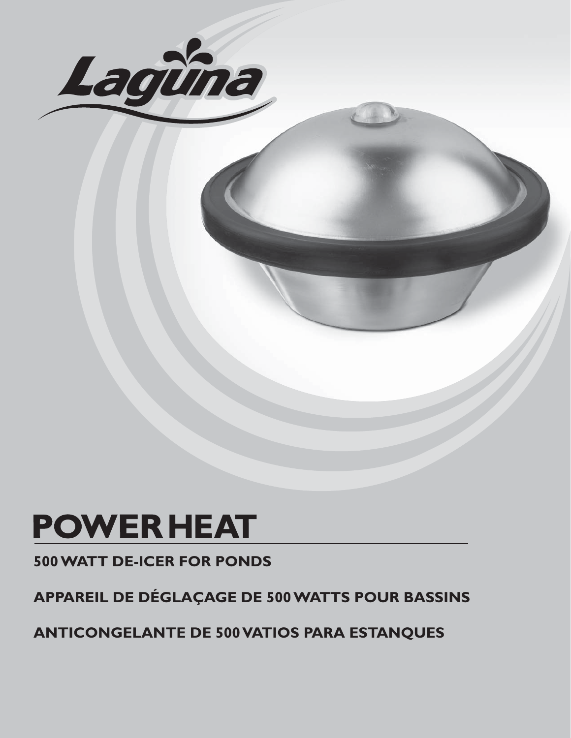Laguna

# POWER HEAT

**500 WATT DE-ICER FOR PONDS**

**APPAREIL DE DÉGLAÇAGE DE 500 WATTS POUR BASSINS**

**ANTICONGELANTE DE 500 VATIOS PARA ESTANQUES**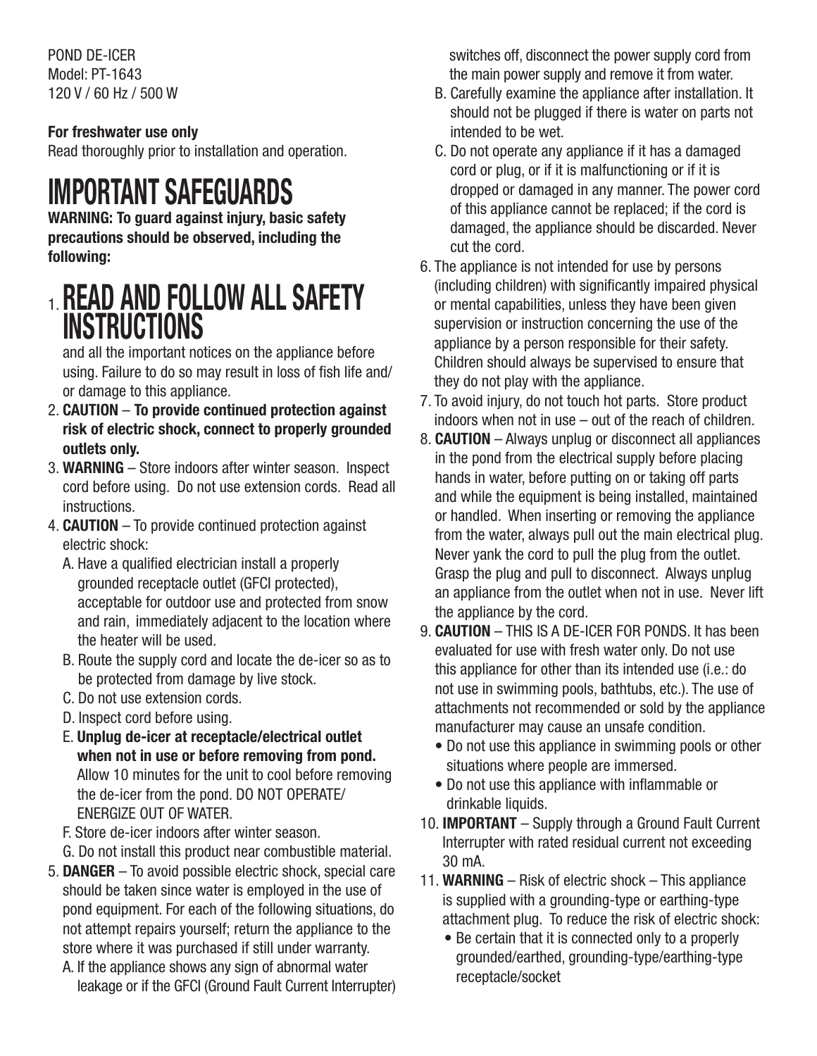POND DE-ICER
Model: PT-1643
120 V / 60 Hz / 500 W

**For freshwater use only**
Read thoroughly prior to installation and operation.

# IMPORTANT SAFEGUARDS

**WARNING: To guard against injury, basic safety precautions should be observed, including the following:**

1. **READ AND FOLLOW ALL SAFETY INSTRUCTIONS** and all the important notices on the appliance before using. Failure to do so may result in loss of fish life and/or damage to this appliance.
2. **CAUTION** – **To provide continued protection against risk of electric shock, connect to properly grounded outlets only.**
3. **WARNING** – Store indoors after winter season. Inspect cord before using. Do not use extension cords. Read all instructions.
4. **CAUTION** – To provide continued protection against electric shock:
   A. Have a qualified electrician install a properly grounded receptacle outlet (GFCI protected), acceptable for outdoor use and protected from snow and rain, immediately adjacent to the location where the heater will be used.
   B. Route the supply cord and locate the de-icer so as to be protected from damage by live stock.
   C. Do not use extension cords.
   D. Inspect cord before using.
   E. **Unplug de-icer at receptacle/electrical outlet when not in use or before removing from pond.** Allow 10 minutes for the unit to cool before removing the de-icer from the pond. DO NOT OPERATE/ENERGIZE OUT OF WATER.
   F. Store de-icer indoors after winter season.
   G. Do not install this product near combustible material.
5. **DANGER** – To avoid possible electric shock, special care should be taken since water is employed in the use of pond equipment. For each of the following situations, do not attempt repairs yourself; return the appliance to the store where it was purchased if still under warranty.
   A. If the appliance shows any sign of abnormal water leakage or if the GFCI (Ground Fault Current Interrupter) switches off, disconnect the power supply cord from the main power supply and remove it from water.
   B. Carefully examine the appliance after installation. It should not be plugged if there is water on parts not intended to be wet.
   C. Do not operate any appliance if it has a damaged cord or plug, or if it is malfunctioning or if it is dropped or damaged in any manner. The power cord of this appliance cannot be replaced; if the cord is damaged, the appliance should be discarded. Never cut the cord.
6. The appliance is not intended for use by persons (including children) with significantly impaired physical or mental capabilities, unless they have been given supervision or instruction concerning the use of the appliance by a person responsible for their safety. Children should always be supervised to ensure that they do not play with the appliance.
7. To avoid injury, do not touch hot parts. Store product indoors when not in use – out of the reach of children.
8. **CAUTION** – Always unplug or disconnect all appliances in the pond from the electrical supply before placing hands in water, before putting on or taking off parts and while the equipment is being installed, maintained or handled. When inserting or removing the appliance from the water, always pull out the main electrical plug. Never yank the cord to pull the plug from the outlet. Grasp the plug and pull to disconnect. Always unplug an appliance from the outlet when not in use. Never lift the appliance by the cord.
9. **CAUTION** – THIS IS A DE-ICER FOR PONDS. It has been evaluated for use with fresh water only. Do not use this appliance for other than its intended use (i.e.: do not use in swimming pools, bathtubs, etc.). The use of attachments not recommended or sold by the appliance manufacturer may cause an unsafe condition.
   - Do not use this appliance in swimming pools or other situations where people are immersed.
   - Do not use this appliance with inflammable or drinkable liquids.
10. **IMPORTANT** – Supply through a Ground Fault Current Interrupter with rated residual current not exceeding 30 mA.
11. **WARNING** – Risk of electric shock – This appliance is supplied with a grounding-type or earthing-type attachment plug. To reduce the risk of electric shock:
    - Be certain that it is connected only to a properly grounded/earthed, grounding-type/earthing-type receptacle/socket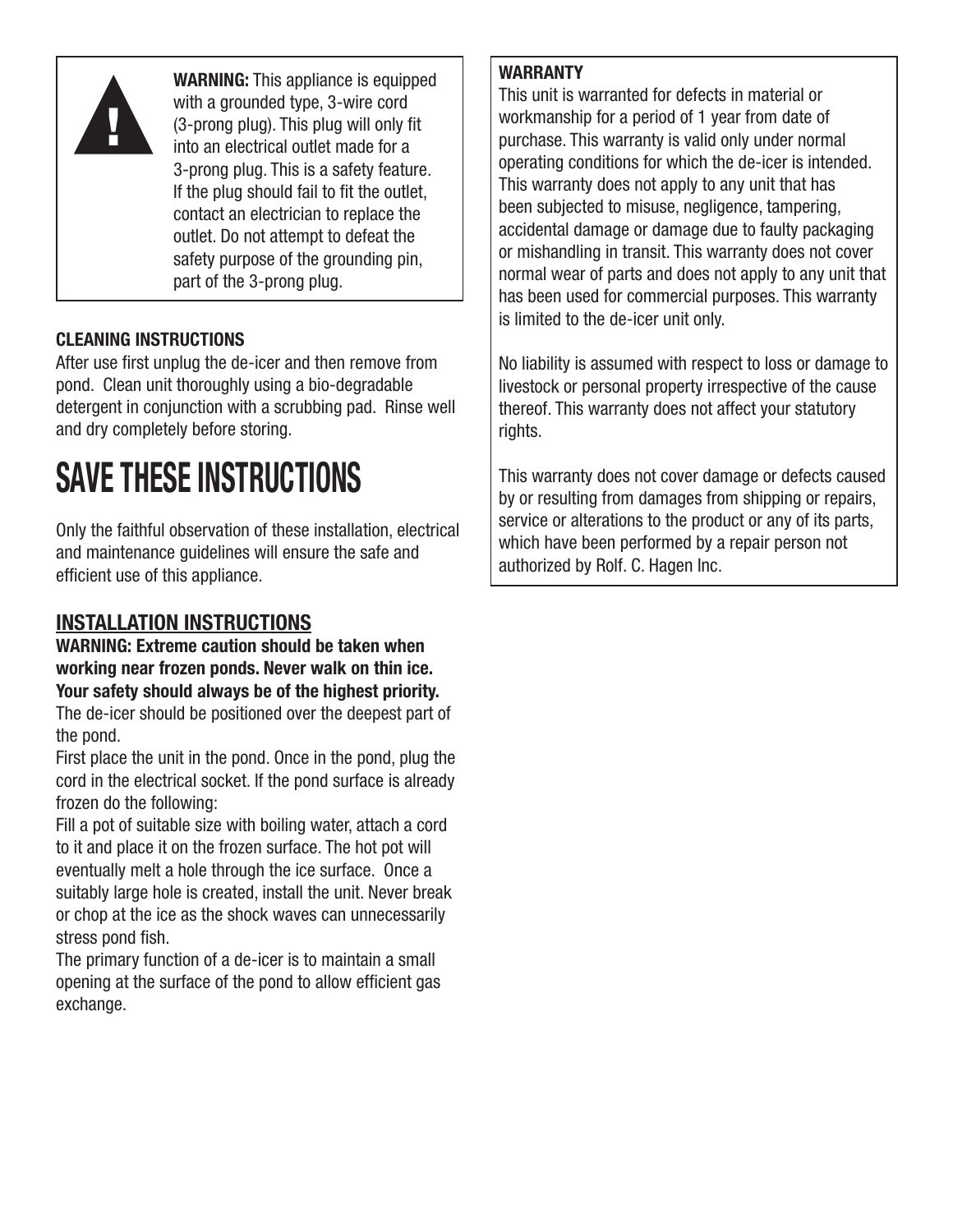**WARNING:** This appliance is equipped with a grounded type, 3-wire cord (3-prong plug). This plug will only fit into an electrical outlet made for a 3-prong plug. This is a safety feature. If the plug should fail to fit the outlet, contact an electrician to replace the outlet. Do not attempt to defeat the safety purpose of the grounding pin, part of the 3-prong plug.

**CLEANING INSTRUCTIONS**

After use first unplug the de-icer and then remove from pond. Clean unit thoroughly using a bio-degradable detergent in conjunction with a scrubbing pad. Rinse well and dry completely before storing.

# SAVE THESE INSTRUCTIONS

Only the faithful observation of these installation, electrical and maintenance guidelines will ensure the safe and efficient use of this appliance.

## INSTALLATION INSTRUCTIONS

**WARNING: Extreme caution should be taken when working near frozen ponds. Never walk on thin ice. Your safety should always be of the highest priority.**

The de-icer should be positioned over the deepest part of the pond.

First place the unit in the pond. Once in the pond, plug the cord in the electrical socket. If the pond surface is already frozen do the following:

Fill a pot of suitable size with boiling water, attach a cord to it and place it on the frozen surface. The hot pot will eventually melt a hole through the ice surface. Once a suitably large hole is created, install the unit. Never break or chop at the ice as the shock waves can unnecessarily stress pond fish.

The primary function of a de-icer is to maintain a small opening at the surface of the pond to allow efficient gas exchange.

**WARRANTY**

This unit is warranted for defects in material or workmanship for a period of 1 year from date of purchase. This warranty is valid only under normal operating conditions for which the de-icer is intended. This warranty does not apply to any unit that has been subjected to misuse, negligence, tampering, accidental damage or damage due to faulty packaging or mishandling in transit. This warranty does not cover normal wear of parts and does not apply to any unit that has been used for commercial purposes. This warranty is limited to the de-icer unit only.

No liability is assumed with respect to loss or damage to livestock or personal property irrespective of the cause thereof. This warranty does not affect your statutory rights.

This warranty does not cover damage or defects caused by or resulting from damages from shipping or repairs, service or alterations to the product or any of its parts, which have been performed by a repair person not authorized by Rolf. C. Hagen Inc.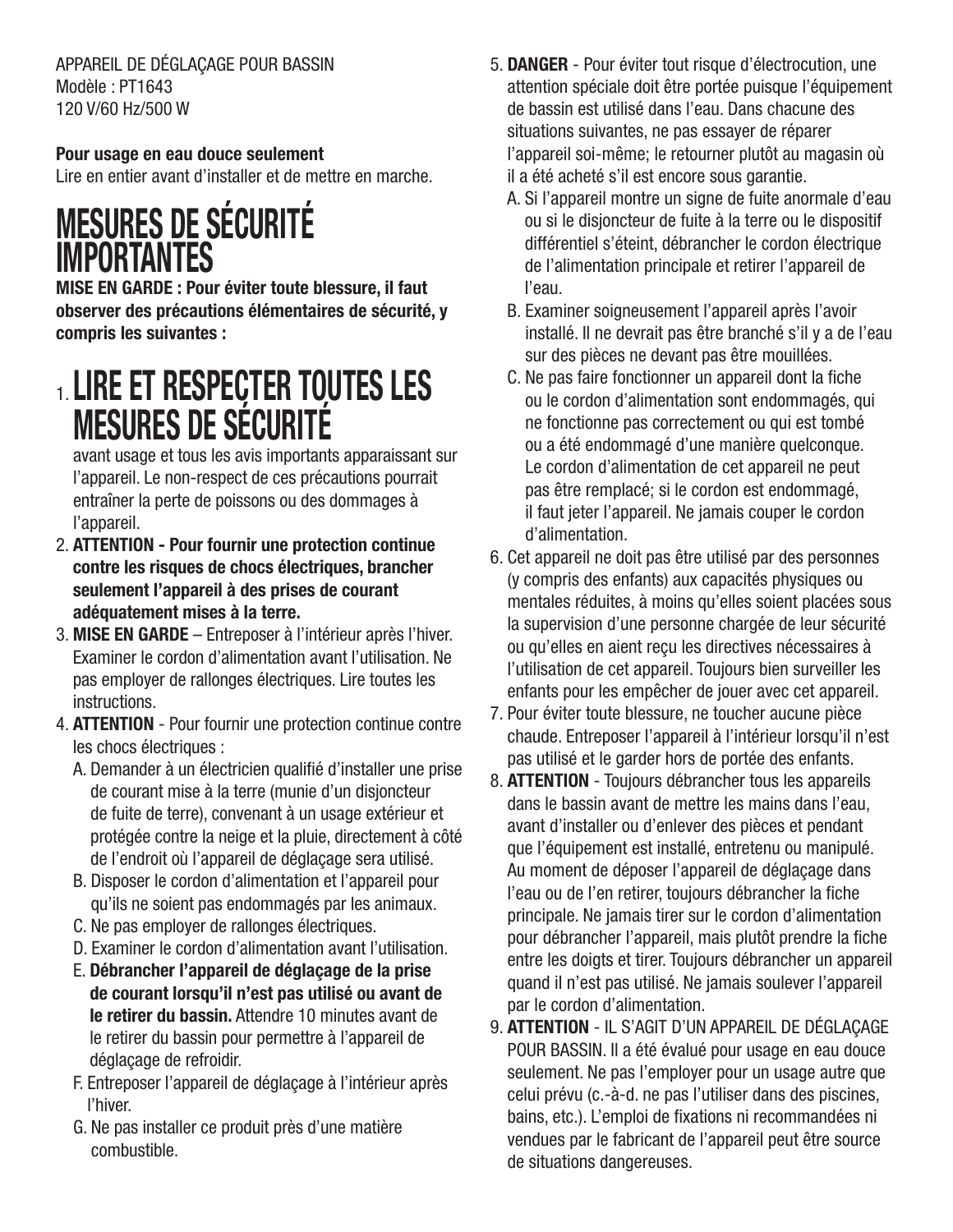APPAREIL DE DÉGLAÇAGE POUR BASSIN
Modèle : PT1643
120 V/60 Hz/500 W

**Pour usage en eau douce seulement**
Lire en entier avant d'installer et de mettre en marche.

# MESURES DE SÉCURITÉ IMPORTANTES

**MISE EN GARDE : Pour éviter toute blessure, il faut observer des précautions élémentaires de sécurité, y compris les suivantes :**

1. **LIRE ET RESPECTER TOUTES LES MESURES DE SÉCURITÉ** avant usage et tous les avis importants apparaissant sur l'appareil. Le non-respect de ces précautions pourrait entraîner la perte de poissons ou des dommages à l'appareil.
2. **ATTENTION - Pour fournir une protection continue contre les risques de chocs électriques, brancher seulement l'appareil à des prises de courant adéquatement mises à la terre.**
3. **MISE EN GARDE** – Entreposer à l'intérieur après l'hiver. Examiner le cordon d'alimentation avant l'utilisation. Ne pas employer de rallonges électriques. Lire toutes les instructions.
4. **ATTENTION** - Pour fournir une protection continue contre les chocs électriques :
   A. Demander à un électricien qualifié d'installer une prise de courant mise à la terre (munie d'un disjoncteur de fuite de terre), convenant à un usage extérieur et protégée contre la neige et la pluie, directement à côté de l'endroit où l'appareil de déglaçage sera utilisé.
   B. Disposer le cordon d'alimentation et l'appareil pour qu'ils ne soient pas endommagés par les animaux.
   C. Ne pas employer de rallonges électriques.
   D. Examiner le cordon d'alimentation avant l'utilisation.
   E. **Débrancher l'appareil de déglaçage de la prise de courant lorsqu'il n'est pas utilisé ou avant de le retirer du bassin.** Attendre 10 minutes avant de le retirer du bassin pour permettre à l'appareil de déglaçage de refroidir.
   F. Entreposer l'appareil de déglaçage à l'intérieur après l'hiver.
   G. Ne pas installer ce produit près d'une matière combustible.
5. **DANGER** - Pour éviter tout risque d'électrocution, une attention spéciale doit être portée puisque l'équipement de bassin est utilisé dans l'eau. Dans chacune des situations suivantes, ne pas essayer de réparer l'appareil soi-même; le retourner plutôt au magasin où il a été acheté s'il est encore sous garantie.
   A. Si l'appareil montre un signe de fuite anormale d'eau ou si le disjoncteur de fuite à la terre ou le dispositif différentiel s'éteint, débrancher le cordon électrique de l'alimentation principale et retirer l'appareil de l'eau.
   B. Examiner soigneusement l'appareil après l'avoir installé. Il ne devrait pas être branché s'il y a de l'eau sur des pièces ne devant pas être mouillées.
   C. Ne pas faire fonctionner un appareil dont la fiche ou le cordon d'alimentation sont endommagés, qui ne fonctionne pas correctement ou qui est tombé ou a été endommagé d'une manière quelconque. Le cordon d'alimentation de cet appareil ne peut pas être remplacé; si le cordon est endommagé, il faut jeter l'appareil. Ne jamais couper le cordon d'alimentation.
6. Cet appareil ne doit pas être utilisé par des personnes (y compris des enfants) aux capacités physiques ou mentales réduites, à moins qu'elles soient placées sous la supervision d'une personne chargée de leur sécurité ou qu'elles en aient reçu les directives nécessaires à l'utilisation de cet appareil. Toujours bien surveiller les enfants pour les empêcher de jouer avec cet appareil.
7. Pour éviter toute blessure, ne toucher aucune pièce chaude. Entreposer l'appareil à l'intérieur lorsqu'il n'est pas utilisé et le garder hors de portée des enfants.
8. **ATTENTION** - Toujours débrancher tous les appareils dans le bassin avant de mettre les mains dans l'eau, avant d'installer ou d'enlever des pièces et pendant que l'équipement est installé, entretenu ou manipulé. Au moment de déposer l'appareil de déglaçage dans l'eau ou de l'en retirer, toujours débrancher la fiche principale. Ne jamais tirer sur le cordon d'alimentation pour débrancher l'appareil, mais plutôt prendre la fiche entre les doigts et tirer. Toujours débrancher un appareil quand il n'est pas utilisé. Ne jamais soulever l'appareil par le cordon d'alimentation.
9. **ATTENTION** - IL S'AGIT D'UN APPAREIL DE DÉGLAÇAGE POUR BASSIN. Il a été évalué pour usage en eau douce seulement. Ne pas l'employer pour un usage autre que celui prévu (c.-à-d. ne pas l'utiliser dans des piscines, bains, etc.). L'emploi de fixations ni recommandées ni vendues par le fabricant de l'appareil peut être source de situations dangereuses.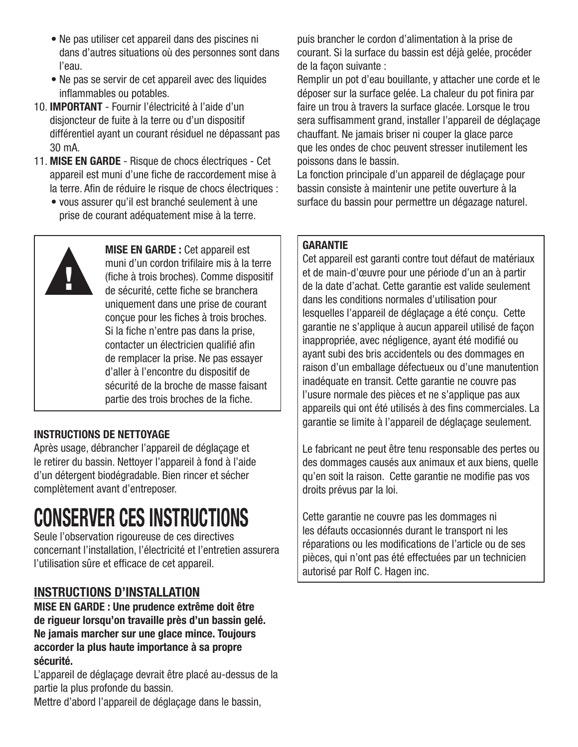- Ne pas utiliser cet appareil dans des piscines ni dans d'autres situations où des personnes sont dans l'eau.
- Ne pas se servir de cet appareil avec des liquides inflammables ou potables.

10. **IMPORTANT** - Fournir l'électricité à l'aide d'un disjoncteur de fuite à la terre ou d'un dispositif différentiel ayant un courant résiduel ne dépassant pas 30 mA.
11. **MISE EN GARDE** - Risque de chocs électriques - Cet appareil est muni d'une fiche de raccordement mise à la terre. Afin de réduire le risque de chocs électriques :
    - vous assurer qu'il est branché seulement à une prise de courant adéquatement mise à la terre.

> **MISE EN GARDE :** Cet appareil est muni d'un cordon trifilaire mis à la terre (fiche à trois broches). Comme dispositif de sécurité, cette fiche se branchera uniquement dans une prise de courant conçue pour les fiches à trois broches. Si la fiche n'entre pas dans la prise, contacter un électricien qualifié afin de remplacer la prise. Ne pas essayer d'aller à l'encontre du dispositif de sécurité de la broche de masse faisant partie des trois broches de la fiche.

**INSTRUCTIONS DE NETTOYAGE**

Après usage, débrancher l'appareil de déglaçage et le retirer du bassin. Nettoyer l'appareil à fond à l'aide d'un détergent biodégradable. Bien rincer et sécher complètement avant d'entreposer.

# CONSERVER CES INSTRUCTIONS

Seule l'observation rigoureuse de ces directives concernant l'installation, l'électricité et l'entretien assurera l'utilisation sûre et efficace de cet appareil.

## INSTRUCTIONS D'INSTALLATION

**MISE EN GARDE : Une prudence extrême doit être de rigueur lorsqu'on travaille près d'un bassin gelé. Ne jamais marcher sur une glace mince. Toujours accorder la plus haute importance à sa propre sécurité.**

L'appareil de déglaçage devrait être placé au-dessus de la partie la plus profonde du bassin.

Mettre d'abord l'appareil de déglaçage dans le bassin, puis brancher le cordon d'alimentation à la prise de courant. Si la surface du bassin est déjà gelée, procéder de la façon suivante :

Remplir un pot d'eau bouillante, y attacher une corde et le déposer sur la surface gelée. La chaleur du pot finira par faire un trou à travers la surface glacée. Lorsque le trou sera suffisamment grand, installer l'appareil de déglaçage chauffant. Ne jamais briser ni couper la glace parce que les ondes de choc peuvent stresser inutilement les poissons dans le bassin.

La fonction principale d'un appareil de déglaçage pour bassin consiste à maintenir une petite ouverture à la surface du bassin pour permettre un dégazage naturel.

**GARANTIE**

Cet appareil est garanti contre tout défaut de matériaux et de main-d'œuvre pour une période d'un an à partir de la date d'achat. Cette garantie est valide seulement dans les conditions normales d'utilisation pour lesquelles l'appareil de déglaçage a été conçu. Cette garantie ne s'applique à aucun appareil utilisé de façon inappropriée, avec négligence, ayant été modifié ou ayant subi des bris accidentels ou des dommages en raison d'un emballage défectueux ou d'une manutention inadéquate en transit. Cette garantie ne couvre pas l'usure normale des pièces et ne s'applique pas aux appareils qui ont été utilisés à des fins commerciales. La garantie se limite à l'appareil de déglaçage seulement.

Le fabricant ne peut être tenu responsable des pertes ou des dommages causés aux animaux et aux biens, quelle qu'en soit la raison. Cette garantie ne modifie pas vos droits prévus par la loi.

Cette garantie ne couvre pas les dommages ni les défauts occasionnés durant le transport ni les réparations ou les modifications de l'article ou de ses pièces, qui n'ont pas été effectuées par un technicien autorisé par Rolf C. Hagen inc.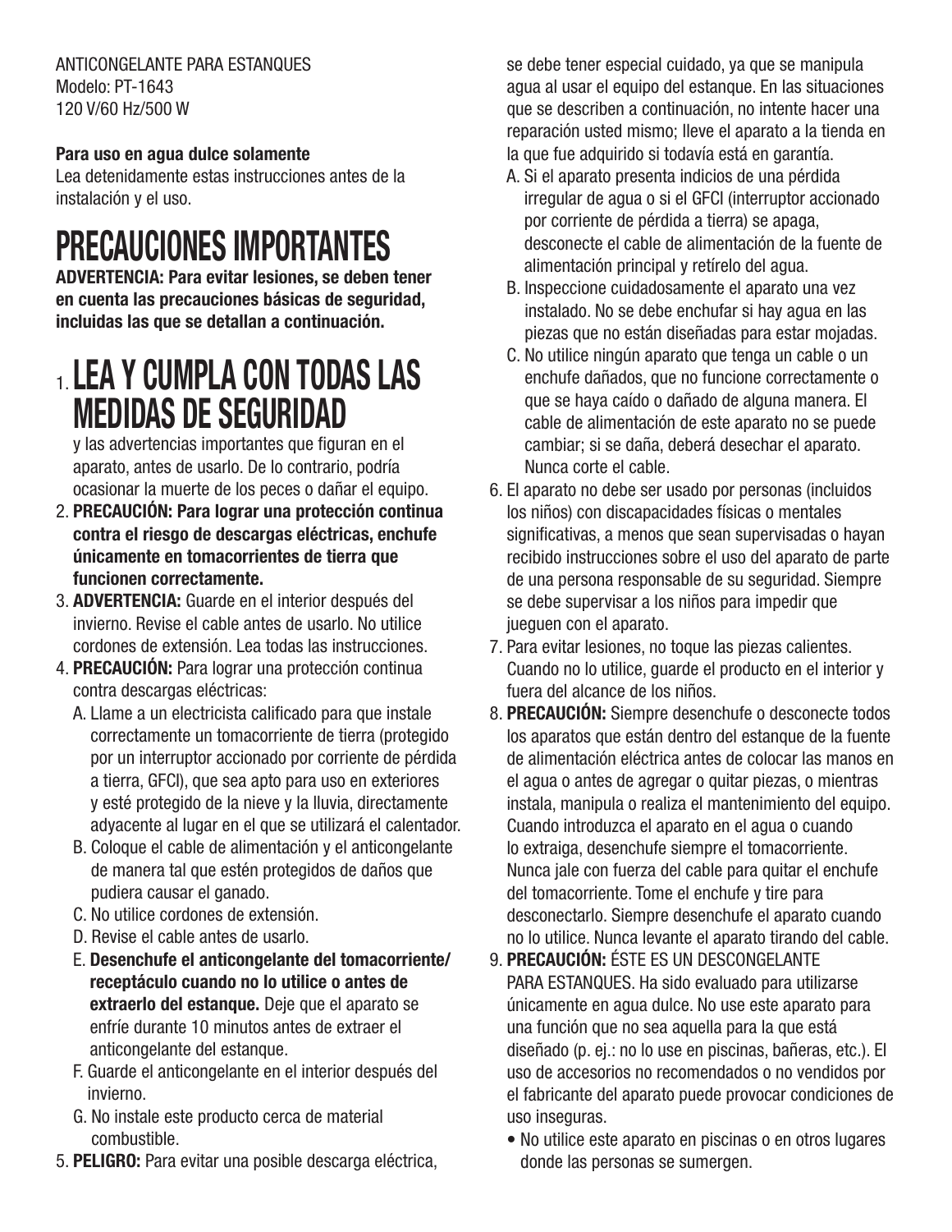ANTICONGELANTE PARA ESTANQUES
Modelo: PT-1643
120 V/60 Hz/500 W

**Para uso en agua dulce solamente**
Lea detenidamente estas instrucciones antes de la instalación y el uso.

# PRECAUCIONES IMPORTANTES

**ADVERTENCIA: Para evitar lesiones, se deben tener en cuenta las precauciones básicas de seguridad, incluidas las que se detallan a continuación.**

1. **LEA Y CUMPLA CON TODAS LAS MEDIDAS DE SEGURIDAD** y las advertencias importantes que figuran en el aparato, antes de usarlo. De lo contrario, podría ocasionar la muerte de los peces o dañar el equipo.
2. **PRECAUCIÓN: Para lograr una protección continua contra el riesgo de descargas eléctricas, enchufe únicamente en tomacorrientes de tierra que funcionen correctamente.**
3. **ADVERTENCIA:** Guarde en el interior después del invierno. Revise el cable antes de usarlo. No utilice cordones de extensión. Lea todas las instrucciones.
4. **PRECAUCIÓN:** Para lograr una protección continua contra descargas eléctricas:
   A. Llame a un electricista calificado para que instale correctamente un tomacorriente de tierra (protegido por un interruptor accionado por corriente de pérdida a tierra, GFCI), que sea apto para uso en exteriores y esté protegido de la nieve y la lluvia, directamente adyacente al lugar en el que se utilizará el calentador.
   B. Coloque el cable de alimentación y el anticongelante de manera tal que estén protegidos de daños que pudiera causar el ganado.
   C. No utilice cordones de extensión.
   D. Revise el cable antes de usarlo.
   E. **Desenchufe el anticongelante del tomacorriente/receptáculo cuando no lo utilice o antes de extraerlo del estanque.** Deje que el aparato se enfríe durante 10 minutos antes de extraer el anticongelante del estanque.
   F. Guarde el anticongelante en el interior después del invierno.
   G. No instale este producto cerca de material combustible.
5. **PELIGRO:** Para evitar una posible descarga eléctrica, se debe tener especial cuidado, ya que se manipula agua al usar el equipo del estanque. En las situaciones que se describen a continuación, no intente hacer una reparación usted mismo; lleve el aparato a la tienda en la que fue adquirido si todavía está en garantía.
   A. Si el aparato presenta indicios de una pérdida irregular de agua o si el GFCI (interruptor accionado por corriente de pérdida a tierra) se apaga, desconecte el cable de alimentación de la fuente de alimentación principal y retírelo del agua.
   B. Inspeccione cuidadosamente el aparato una vez instalado. No se debe enchufar si hay agua en las piezas que no están diseñadas para estar mojadas.
   C. No utilice ningún aparato que tenga un cable o un enchufe dañados, que no funcione correctamente o que se haya caído o dañado de alguna manera. El cable de alimentación de este aparato no se puede cambiar; si se daña, deberá desechar el aparato. Nunca corte el cable.
6. El aparato no debe ser usado por personas (incluidos los niños) con discapacidades físicas o mentales significativas, a menos que sean supervisadas o hayan recibido instrucciones sobre el uso del aparato de parte de una persona responsable de su seguridad. Siempre se debe supervisar a los niños para impedir que jueguen con el aparato.
7. Para evitar lesiones, no toque las piezas calientes. Cuando no lo utilice, guarde el producto en el interior y fuera del alcance de los niños.
8. **PRECAUCIÓN:** Siempre desenchufe o desconecte todos los aparatos que están dentro del estanque de la fuente de alimentación eléctrica antes de colocar las manos en el agua o antes de agregar o quitar piezas, o mientras instala, manipula o realiza el mantenimiento del equipo. Cuando introduzca el aparato en el agua o cuando lo extraiga, desenchufe siempre el tomacorriente. Nunca jale con fuerza del cable para quitar el enchufe del tomacorriente. Tome el enchufe y tire para desconectarlo. Siempre desenchufe el aparato cuando no lo utilice. Nunca levante el aparato tirando del cable.
9. **PRECAUCIÓN:** ÉSTE ES UN DESCONGELANTE PARA ESTANQUES. Ha sido evaluado para utilizarse únicamente en agua dulce. No use este aparato para una función que no sea aquella para la que está diseñado (p. ej.: no lo use en piscinas, bañeras, etc.). El uso de accesorios no recomendados o no vendidos por el fabricante del aparato puede provocar condiciones de uso inseguras.
   - No utilice este aparato en piscinas o en otros lugares donde las personas se sumergen.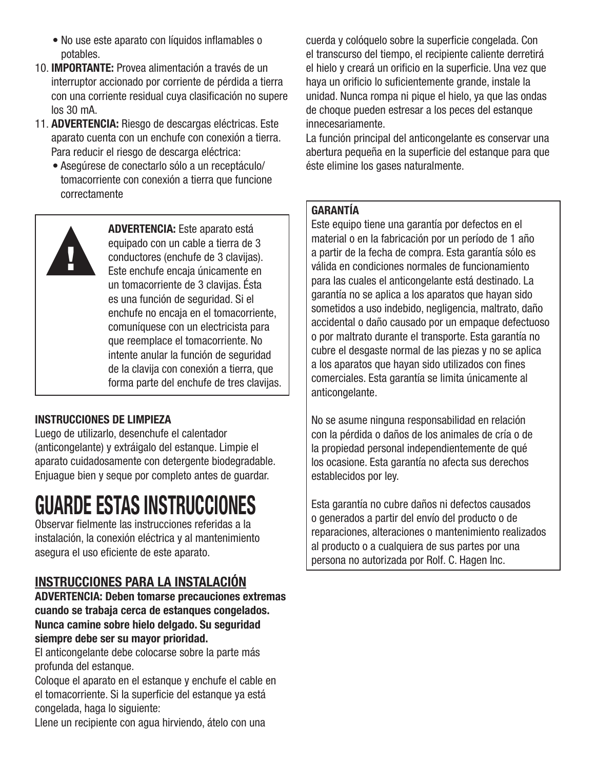- No use este aparato con líquidos inflamables o potables.

10. **IMPORTANTE:** Provea alimentación a través de un interruptor accionado por corriente de pérdida a tierra con una corriente residual cuya clasificación no supere los 30 mA.
11. **ADVERTENCIA:** Riesgo de descargas eléctricas. Este aparato cuenta con un enchufe con conexión a tierra. Para reducir el riesgo de descarga eléctrica:
    - Asegúrese de conectarlo sólo a un receptáculo/ tomacorriente con conexión a tierra que funcione correctamente

**ADVERTENCIA:** Este aparato está equipado con un cable a tierra de 3 conductores (enchufe de 3 clavijas). Este enchufe encaja únicamente en un tomacorriente de 3 clavijas. Ésta es una función de seguridad. Si el enchufe no encaja en el tomacorriente, comuníquese con un electricista para que reemplace el tomacorriente. No intente anular la función de seguridad de la clavija con conexión a tierra, que forma parte del enchufe de tres clavijas.

**INSTRUCCIONES DE LIMPIEZA**

Luego de utilizarlo, desenchufe el calentador (anticongelante) y extráigalo del estanque. Limpie el aparato cuidadosamente con detergente biodegradable. Enjuague bien y seque por completo antes de guardar.

# GUARDE ESTAS INSTRUCCIONES

Observar fielmente las instrucciones referidas a la instalación, la conexión eléctrica y al mantenimiento asegura el uso eficiente de este aparato.

## INSTRUCCIONES PARA LA INSTALACIÓN

**ADVERTENCIA: Deben tomarse precauciones extremas cuando se trabaja cerca de estanques congelados. Nunca camine sobre hielo delgado. Su seguridad siempre debe ser su mayor prioridad.**

El anticongelante debe colocarse sobre la parte más profunda del estanque.

Coloque el aparato en el estanque y enchufe el cable en el tomacorriente. Si la superficie del estanque ya está congelada, haga lo siguiente:

Llene un recipiente con agua hirviendo, átelo con una cuerda y colóquelo sobre la superficie congelada. Con el transcurso del tiempo, el recipiente caliente derretirá el hielo y creará un orificio en la superficie. Una vez que haya un orificio lo suficientemente grande, instale la unidad. Nunca rompa ni pique el hielo, ya que las ondas de choque pueden estresar a los peces del estanque innecesariamente.

La función principal del anticongelante es conservar una abertura pequeña en la superficie del estanque para que éste elimine los gases naturalmente.

**GARANTÍA**

Este equipo tiene una garantía por defectos en el material o en la fabricación por un período de 1 año a partir de la fecha de compra. Esta garantía sólo es válida en condiciones normales de funcionamiento para las cuales el anticongelante está destinado. La garantía no se aplica a los aparatos que hayan sido sometidos a uso indebido, negligencia, maltrato, daño accidental o daño causado por un empaque defectuoso o por maltrato durante el transporte. Esta garantía no cubre el desgaste normal de las piezas y no se aplica a los aparatos que hayan sido utilizados con fines comerciales. Esta garantía se limita únicamente al anticongelante.

No se asume ninguna responsabilidad en relación con la pérdida o daños de los animales de cría o de la propiedad personal independientemente de qué los ocasione. Esta garantía no afecta sus derechos establecidos por ley.

Esta garantía no cubre daños ni defectos causados o generados a partir del envío del producto o de reparaciones, alteraciones o mantenimiento realizados al producto o a cualquiera de sus partes por una persona no autorizada por Rolf. C. Hagen Inc.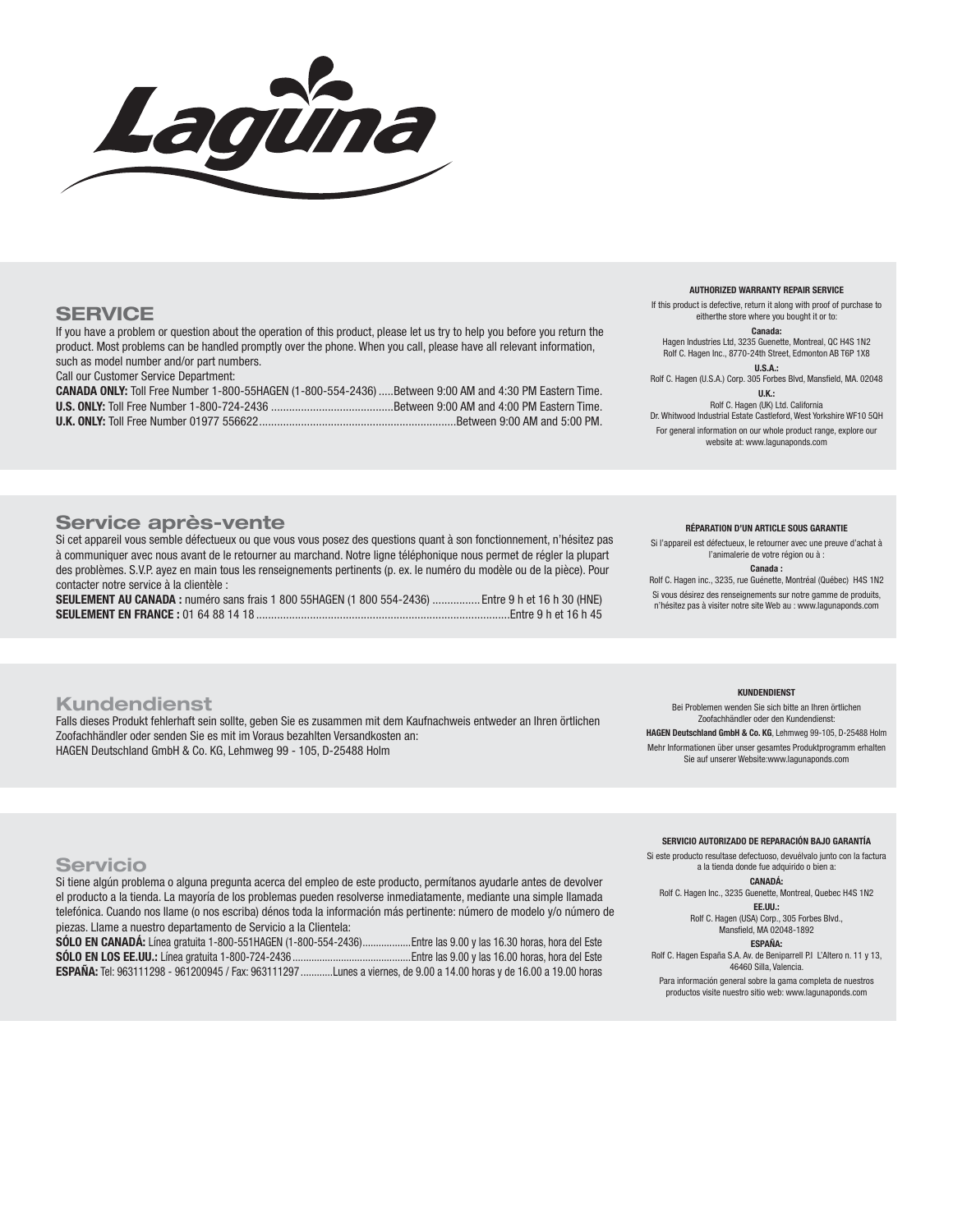Laguna

## SERVICE

If you have a problem or question about the operation of this product, please let us try to help you before you return the product. Most problems can be handled promptly over the phone. When you call, please have all relevant information, such as model number and/or part numbers.

Call our Customer Service Department:

**CANADA ONLY:** Toll Free Number 1-800-55HAGEN (1-800-554-2436) .....Between 9:00 AM and 4:30 PM Eastern Time.
**U.S. ONLY:** Toll Free Number 1-800-724-2436 .........................................Between 9:00 AM and 4:00 PM Eastern Time.
**U.K. ONLY:** Toll Free Number 01977 556622.................................................................Between 9:00 AM and 5:00 PM.

**AUTHORIZED WARRANTY REPAIR SERVICE**

If this product is defective, return it along with proof of purchase to eitherthe store where you bought it or to:

**Canada:**
Hagen Industries Ltd, 3235 Guenette, Montreal, QC H4S 1N2
Rolf C. Hagen Inc., 8770-24th Street, Edmonton AB T6P 1X8

**U.S.A.:**
Rolf C. Hagen (U.S.A.) Corp. 305 Forbes Blvd, Mansfield, MA. 02048

**U.K.:**
Rolf C. Hagen (UK) Ltd. California
Dr. Whitwood Industrial Estate Castleford, West Yorkshire WF10 5QH

For general information on our whole product range, explore our website at: www.lagunaponds.com

## Service après-vente

Si cet appareil vous semble défectueux ou que vous vous posez des questions quant à son fonctionnement, n'hésitez pas à communiquer avec nous avant de le retourner au marchand. Notre ligne téléphonique nous permet de régler la plupart des problèmes. S.V.P. ayez en main tous les renseignements pertinents (p. ex. le numéro du modèle ou de la pièce). Pour contacter notre service à la clientèle :

**SEULEMENT AU CANADA :** numéro sans frais 1 800 55HAGEN (1 800 554-2436) ................ Entre 9 h et 16 h 30 (HNE)
**SEULEMENT EN FRANCE :** 01 64 88 14 18 .....................................................................................Entre 9 h et 16 h 45

**RÉPARATION D'UN ARTICLE SOUS GARANTIE**

Si l'appareil est défectueux, le retourner avec une preuve d'achat à l'animalerie de votre région ou à :

**Canada :**
Rolf C. Hagen inc., 3235, rue Guénette, Montréal (Québec) H4S 1N2

Si vous désirez des renseignements sur notre gamme de produits, n'hésitez pas à visiter notre site Web au : www.lagunaponds.com

## Kundendienst

Falls dieses Produkt fehlerhaft sein sollte, geben Sie es zusammen mit dem Kaufnachweis entweder an Ihren örtlichen Zoofachhändler oder senden Sie es mit im Voraus bezahlten Versandkosten an:
HAGEN Deutschland GmbH & Co. KG, Lehmweg 99 - 105, D-25488 Holm

**KUNDENDIENST**

Bei Problemen wenden Sie sich bitte an Ihren örtlichen Zoofachhändler oder den Kundendienst:

**HAGEN Deutschland GmbH & Co. KG**, Lehmweg 99-105, D-25488 Holm

Mehr Informationen über unser gesamtes Produktprogramm erhalten Sie auf unserer Website:www.lagunaponds.com

## Servicio

Si tiene algún problema o alguna pregunta acerca del empleo de este producto, permítanos ayudarle antes de devolver el producto a la tienda. La mayoría de los problemas pueden resolverse inmediatamente, mediante una simple llamada telefónica. Cuando nos llame (o nos escriba) dénos toda la información más pertinente: número de modelo y/o número de piezas. Llame a nuestro departamento de Servicio a la Clientela:

**SÓLO EN CANADÁ:** Línea gratuita 1-800-551HAGEN (1-800-554-2436)..................Entre las 9.00 y las 16.30 horas, hora del Este
**SÓLO EN LOS EE.UU.:** Línea gratuita 1-800-724-2436 ............................................Entre las 9.00 y las 16.00 horas, hora del Este
**ESPAÑA:** Tel: 963111298 - 961200945 / Fax: 963111297............Lunes a viernes, de 9.00 a 14.00 horas y de 16.00 a 19.00 horas

**SERVICIO AUTORIZADO DE REPARACIÓN BAJO GARANTÍA**

Si este producto resultase defectuoso, devuélvalo junto con la factura a la tienda donde fue adquirido o bien a:

**CANADÁ:**
Rolf C. Hagen Inc., 3235 Guenette, Montreal, Quebec H4S 1N2

**EE.UU.:**
Rolf C. Hagen (USA) Corp., 305 Forbes Blvd.,
Mansfield, MA 02048-1892

**ESPAÑA:**
Rolf C. Hagen España S.A. Av. de Beniparrell P.I L'Altero n. 11 y 13,
46460 Silla, Valencia.

Para información general sobre la gama completa de nuestros productos visite nuestro sitio web: www.lagunaponds.com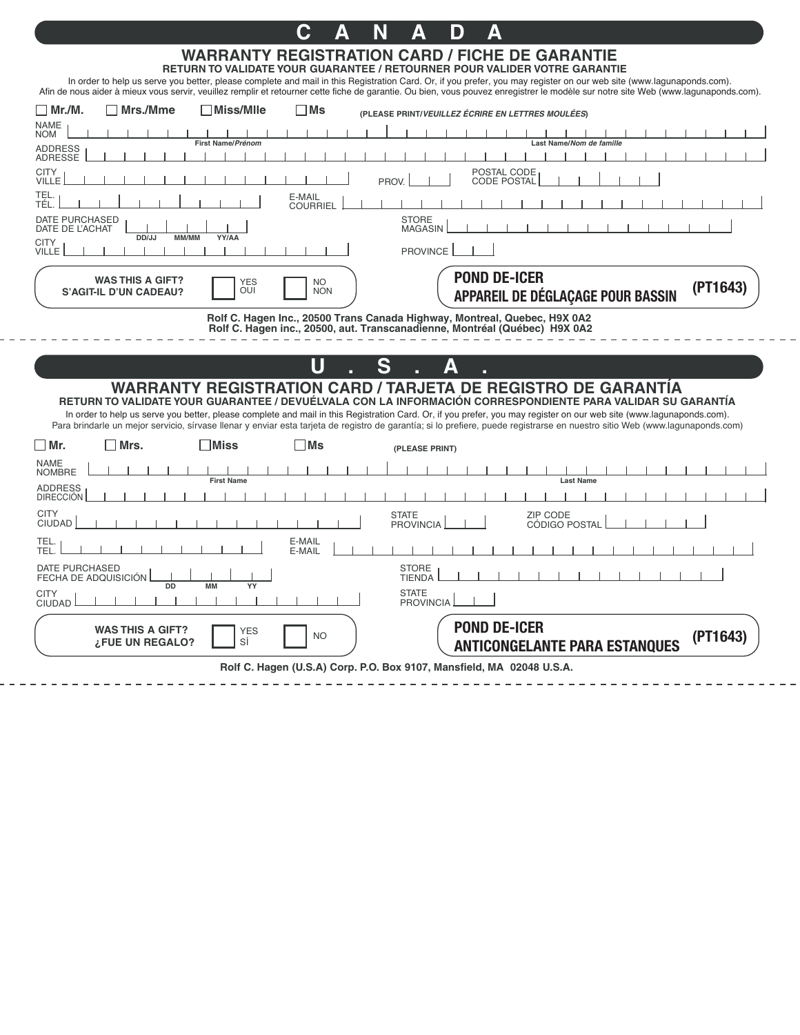# C A N A D A

## WARRANTY REGISTRATION CARD / FICHE DE GARANTIE

**RETURN TO VALIDATE YOUR GUARANTEE / RETOURNER POUR VALIDER VOTRE GARANTIE**

In order to help us serve you better, please complete and mail in this Registration Card. Or, if you prefer, you may register on our web site (www.lagunaponds.com).
Afin de nous aider à mieux vous servir, veuillez remplir et retourner cette fiche de garantie. Ou bien, vous pouvez enregistrer le modèle sur notre site Web (www.lagunaponds.com).

☐ **Mr./M.** ☐ **Mrs./Mme** ☐ **Miss/Mlle** ☐ **Ms** **(PLEASE PRINT/*VEUILLEZ ÉCRIRE EN LETTRES MOULÉES*)**

NAME / NOM: ______________________ (First Name/*Prénom*) ______________________ (Last Name/*Nom de famille*)

ADDRESS / ADRESSE: ______________________

CITY / VILLE: ______________________ PROV. ______ POSTAL CODE / CODE POSTAL ______

TEL. / TÉL. ______________________ E-MAIL / COURRIEL ______________________

DATE PURCHASED / DATE DE L'ACHAT ____ DD/JJ ____ MM/MM ____ YY/AA     STORE / MAGASIN ______________________

CITY / VILLE ______________________ PROVINCE ______

**WAS THIS A GIFT? / S'AGIT-IL D'UN CADEAU?** ☐ YES / OUI ☐ NO / NON

**POND DE-ICER / APPAREIL DE DÉGLAÇAGE POUR BASSIN (PT1643)**

**Rolf C. Hagen Inc., 20500 Trans Canada Highway, Montreal, Quebec, H9X 0A2**
**Rolf C. Hagen inc., 20500, aut. Transcanadienne, Montréal (Québec) H9X 0A2**

# U . S . A .

## WARRANTY REGISTRATION CARD / TARJETA DE REGISTRO DE GARANTÍA

**RETURN TO VALIDATE YOUR GUARANTEE / DEVUÉLVALA CON LA INFORMACIÓN CORRESPONDIENTE PARA VALIDAR SU GARANTÍA**

In order to help us serve you better, please complete and mail in this Registration Card. Or, if you prefer, you may register on our web site (www.lagunaponds.com).
Para brindarle un mejor servicio, sírvase llenar y enviar esta tarjeta de registro de garantía; si lo prefiere, puede registrarse en nuestro sitio Web (www.lagunaponds.com).

☐ **Mr.** ☐ **Mrs.** ☐ **Miss** ☐ **Ms** **(PLEASE PRINT)**

NAME / NOMBRE: ______________________ (First Name) ______________________ (Last Name)

ADDRESS / DIRECCIÓN: ______________________

CITY / CIUDAD: ______________________ STATE / PROVINCIA ______ ZIP CODE / CÓDIGO POSTAL ______

TEL. / TEL. ______________________ E-MAIL / E-MAIL ______________________

DATE PURCHASED / FECHA DE ADQUISICIÓN ____ DD ____ MM ____ YY     STORE / TIENDA ______________________

CITY / CIUDAD ______________________ STATE / PROVINCIA ______

**WAS THIS A GIFT? / ¿FUE UN REGALO?** ☐ YES / SÍ ☐ NO

**POND DE-ICER / ANTICONGELANTE PARA ESTANQUES (PT1643)**

**Rolf C. Hagen (U.S.A) Corp. P.O. Box 9107, Mansfield, MA 02048 U.S.A.**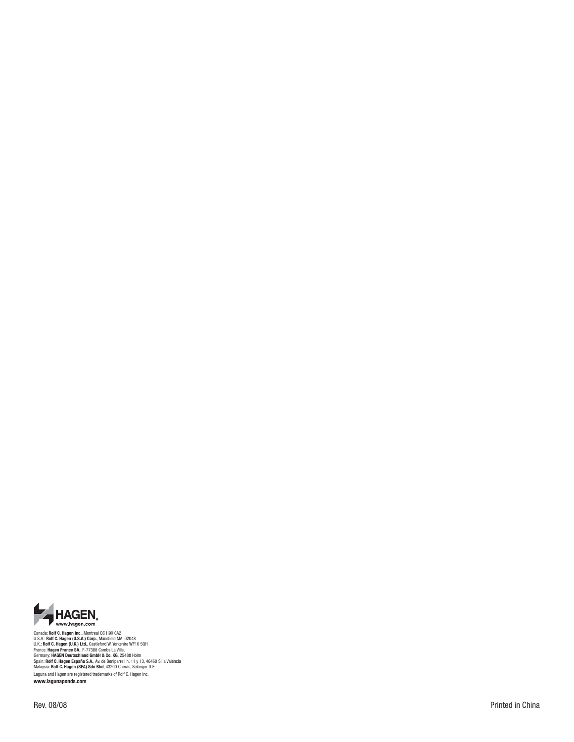HAGEN
www.hagen.com

Canada: **Rolf C. Hagen Inc.**, Montreal QC H9X 0A2
U.S.A.: **Rolf C. Hagen (U.S.A.) Corp.**, Mansfield MA. 02048
U.K.: **Rolf C. Hagen (U.K.) Ltd.**, Castleford W. Yorkshire WF10 5QH
France: **Hagen France SA.**, F-77388 Combs La Ville.
Germany: **HAGEN Deutschland GmbH & Co. KG**, 25488 Holm
Spain: **Rolf C. Hagen España S.A.**, Av. de Beniparrell n. 11 y 13, 46460 Silla Valencia
Malaysia: **Rolf C. Hagen (SEA) Sdn Bhd**, 43200 Cheras, Selangor D.E.

Laguna and Hagen are registered trademarks of Rolf C. Hagen Inc.

**www.lagunaponds.com**

Rev. 08/08

Printed in China